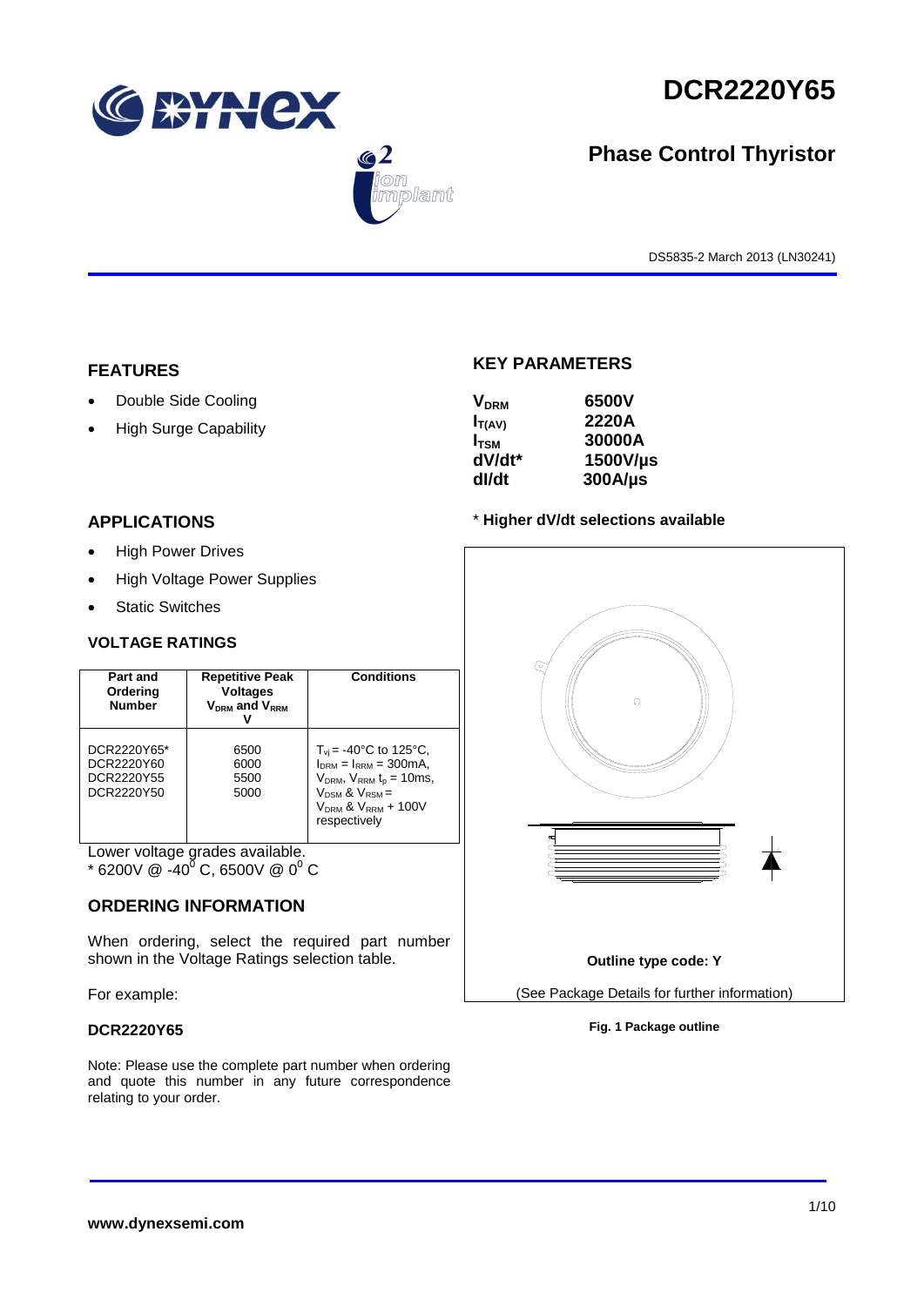# DCR2220Y65

## Phase Control Thyristor

DS5835-2 March 2013 (LN30241)

## FEATURES

- Double Side Cooling
- High Surge Capability

## APPLICATIONS

- High Power Drives
- High Voltage Power Supplies
- Static Switches

## KEY PARAMETERS

| | |
|---|---|
| $V_{DRM}$ | **6500V** |
| $I_{T(AV)}$ | **2220A** |
| $I_{TSM}$ | **30000A** |
| dV/dt* | **1500V/µs** |
| dI/dt | **300A/µs** |

\* **Higher dV/dt selections available**

## VOLTAGE RATINGS

| Part and Ordering Number | Repetitive Peak Voltages $V_{DRM}$ and $V_{RRM}$ V | Conditions |
|---|---|---|
| DCR2220Y65* <br> DCR2220Y60 <br> DCR2220Y55 <br> DCR2220Y50 | 6500 <br> 6000 <br> 5500 <br> 5000 | $T_{vj}$ = -40°C to 125°C, $I_{DRM}$ = $I_{RRM}$ = 300mA, $V_{DRM}$, $V_{RRM}$ $t_p$ = 10ms, $V_{DSM}$ & $V_{RSM}$ = $V_{DRM}$ & $V_{RRM}$ + 100V respectively |

Lower voltage grades available.
\* 6200V @ -40° C, 6500V @ 0° C

**Outline type code: Y**

(See Package Details for further information)

**Fig. 1 Package outline**

## ORDERING INFORMATION

When ordering, select the required part number shown in the Voltage Ratings selection table.

For example:

**DCR2220Y65**

Note: Please use the complete part number when ordering and quote this number in any future correspondence relating to your order.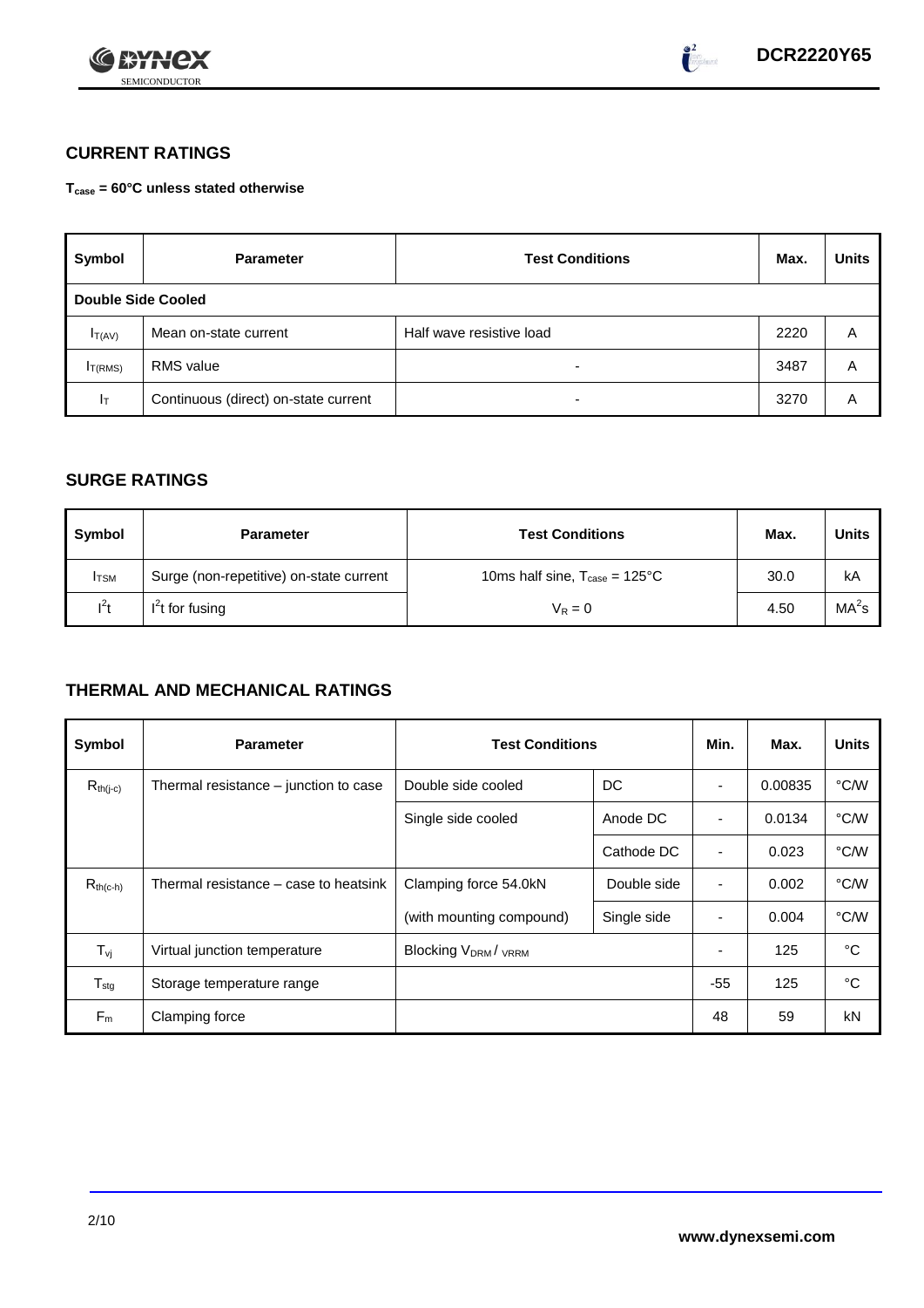## CURRENT RATINGS

**$T_{case}$ = 60°C unless stated otherwise**

| Symbol | Parameter | Test Conditions | Max. | Units |
|---|---|---|---|---|
| **Double Side Cooled** | | | | |
| $I_{T(AV)}$ | Mean on-state current | Half wave resistive load | 2220 | A |
| $I_{T(RMS)}$ | RMS value | - | 3487 | A |
| $I_T$ | Continuous (direct) on-state current | - | 3270 | A |

## SURGE RATINGS

| Symbol | Parameter | Test Conditions | Max. | Units |
|---|---|---|---|---|
| $I_{TSM}$ | Surge (non-repetitive) on-state current | 10ms half sine, $T_{case}$ = 125°C | 30.0 | kA |
| $I^2t$ | $I^2t$ for fusing | $V_R = 0$ | 4.50 | $MA^2s$ |

## THERMAL AND MECHANICAL RATINGS

| Symbol | Parameter | Test Conditions | | Min. | Max. | Units |
|---|---|---|---|---|---|---|
| $R_{th(j-c)}$ | Thermal resistance – junction to case | Double side cooled | DC | - | 0.00835 | °C/W |
| | | Single side cooled | Anode DC | - | 0.0134 | °C/W |
| | | | Cathode DC | - | 0.023 | °C/W |
| $R_{th(c-h)}$ | Thermal resistance – case to heatsink | Clamping force 54.0kN | Double side | - | 0.002 | °C/W |
| | | (with mounting compound) | Single side | - | 0.004 | °C/W |
| $T_{vj}$ | Virtual junction temperature | Blocking $V_{DRM}$ / $V_{RRM}$ | | - | 125 | °C |
| $T_{stg}$ | Storage temperature range | | | -55 | 125 | °C |
| $F_m$ | Clamping force | | | 48 | 59 | kN |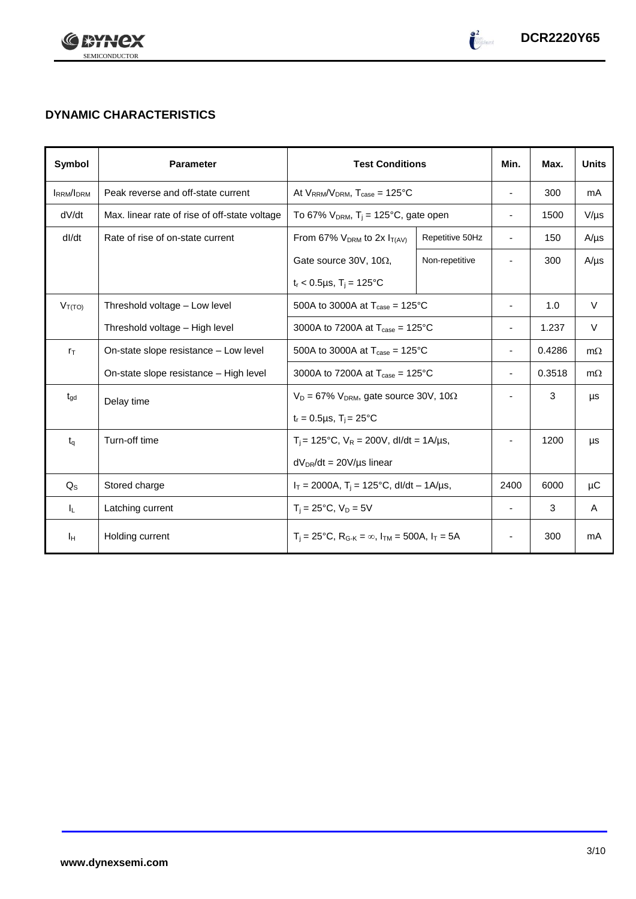## DYNAMIC CHARACTERISTICS

| Symbol | Parameter | Test Conditions | | Min. | Max. | Units |
|---|---|---|---|---|---|---|
| $I_{RRM}/I_{DRM}$ | Peak reverse and off-state current | At $V_{RRM}/V_{DRM}$, $T_{case}$ = 125°C | | - | 300 | mA |
| dV/dt | Max. linear rate of rise of off-state voltage | To 67% $V_{DRM}$, $T_j$ = 125°C, gate open | | - | 1500 | V/µs |
| dI/dt | Rate of rise of on-state current | From 67% $V_{DRM}$ to 2x $I_{T(AV)}$ | Repetitive 50Hz | - | 150 | A/µs |
| | | Gate source 30V, 10Ω, | Non-repetitive | - | 300 | A/µs |
| | | $t_r$ < 0.5µs, $T_j$ = 125°C | | | | |
| $V_{T(TO)}$ | Threshold voltage – Low level | 500A to 3000A at $T_{case}$ = 125°C | | - | 1.0 | V |
| | Threshold voltage – High level | 3000A to 7200A at $T_{case}$ = 125°C | | - | 1.237 | V |
| $r_T$ | On-state slope resistance – Low level | 500A to 3000A at $T_{case}$ = 125°C | | - | 0.4286 | mΩ |
| | On-state slope resistance – High level | 3000A to 7200A at $T_{case}$ = 125°C | | - | 0.3518 | mΩ |
| $t_{gd}$ | Delay time | $V_D$ = 67% $V_{DRM}$, gate source 30V, 10Ω | | - | 3 | µs |
| | | $t_r$ = 0.5µs, $T_j$ = 25°C | | | | |
| $t_q$ | Turn-off time | $T_j$ = 125°C, $V_R$ = 200V, dI/dt = 1A/µs, | | - | 1200 | µs |
| | | $dV_{DR}/dt$ = 20V/µs linear | | | | |
| $Q_S$ | Stored charge | $I_T$ = 2000A, $T_j$ = 125°C, dI/dt – 1A/µs, | | 2400 | 6000 | µC |
| $I_L$ | Latching current | $T_j$ = 25°C, $V_D$ = 5V | | - | 3 | A |
| $I_H$ | Holding current | $T_j$ = 25°C, $R_{G-K}$ = ∞, $I_{TM}$ = 500A, $I_T$ = 5A | | - | 300 | mA |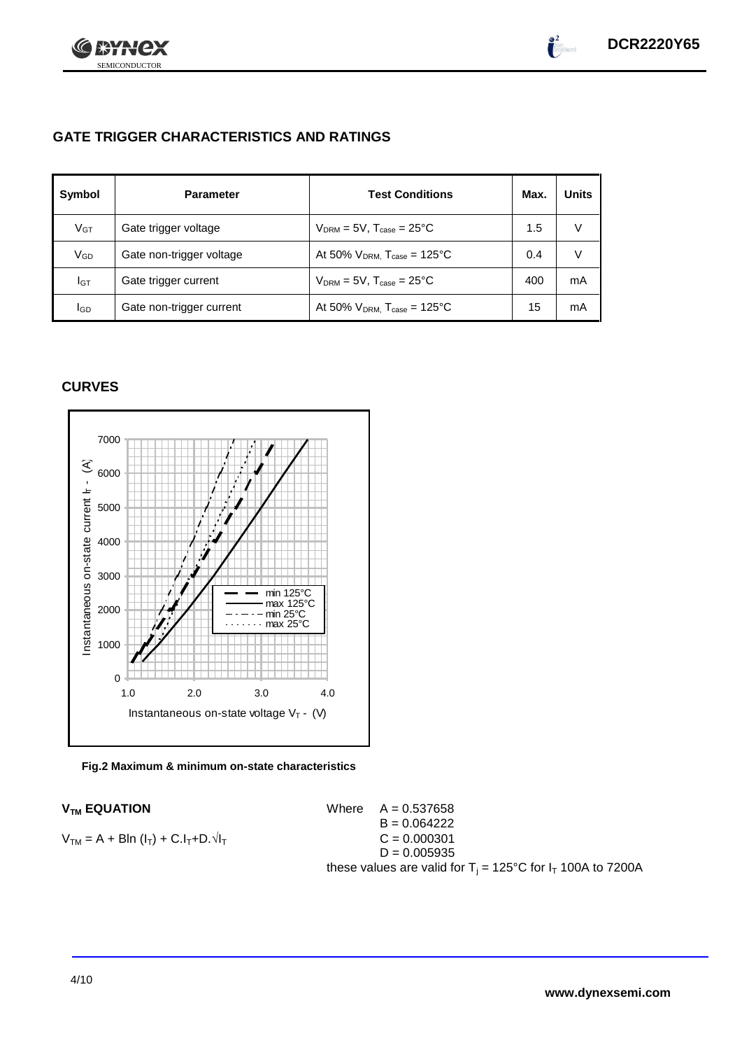## GATE TRIGGER CHARACTERISTICS AND RATINGS

| Symbol | Parameter | Test Conditions | Max. | Units |
|---|---|---|---|---|
| $V_{GT}$ | Gate trigger voltage | $V_{DRM} = 5V$, $T_{case} = 25°C$ | 1.5 | V |
| $V_{GD}$ | Gate non-trigger voltage | At 50% $V_{DRM}$, $T_{case} = 125°C$ | 0.4 | V |
| $I_{GT}$ | Gate trigger current | $V_{DRM} = 5V$, $T_{case} = 25°C$ | 400 | mA |
| $I_{GD}$ | Gate non-trigger current | At 50% $V_{DRM}$, $T_{case} = 125°C$ | 15 | mA |

## CURVES

**Fig.2 Maximum & minimum on-state characteristics**

### $V_{TM}$ EQUATION

$$V_{TM} = A + B\ln(I_T) + C.I_T + D.\sqrt{I_T}$$

Where $A = 0.537658$
$B = 0.064222$
$C = 0.000301$
$D = 0.005935$

these values are valid for $T_j = 125°C$ for $I_T$ 100A to 7200A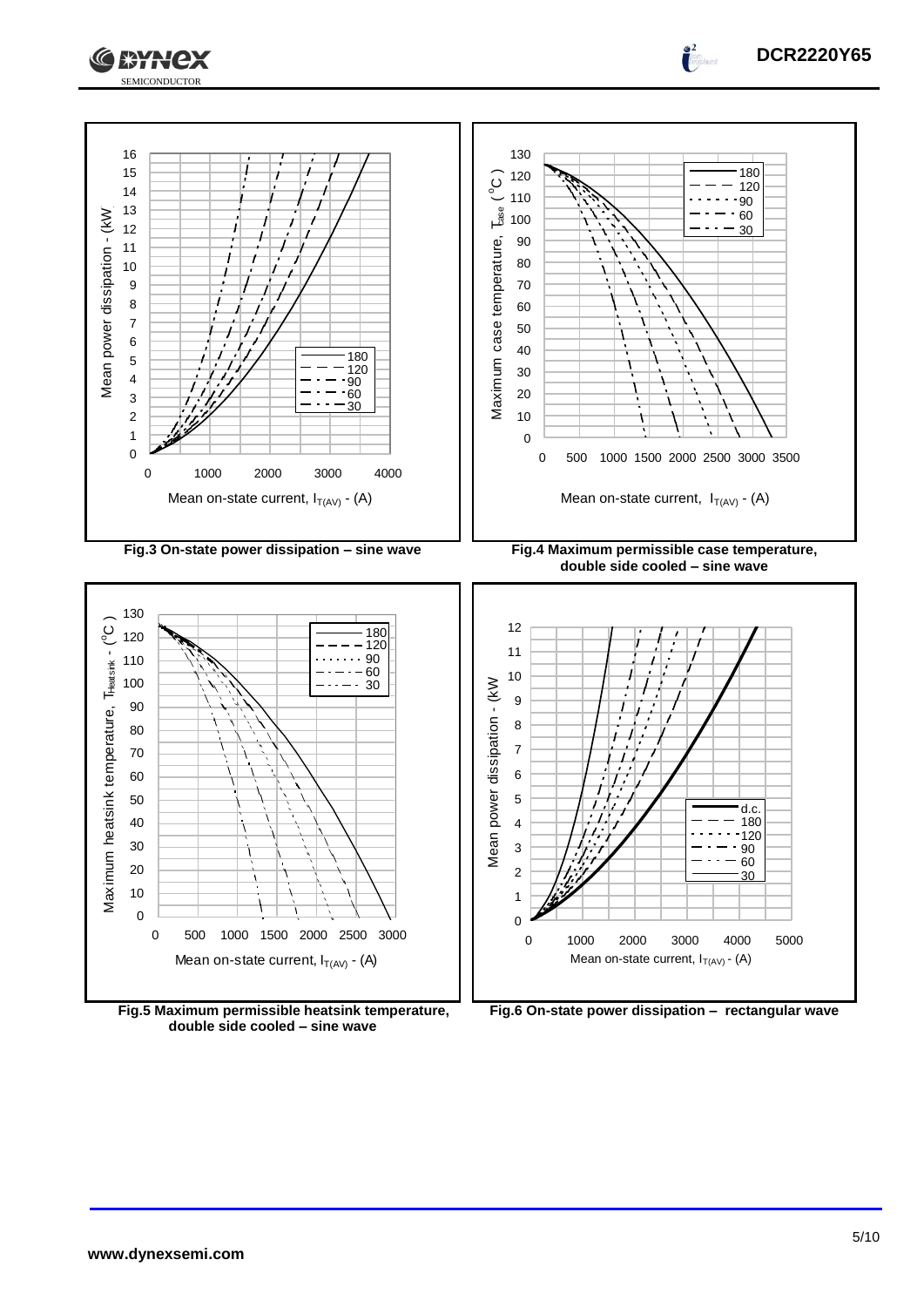Fig.3 On-state power dissipation – sine wave

Fig.4 Maximum permissible case temperature, double side cooled – sine wave

Fig.5 Maximum permissible heatsink temperature, double side cooled – sine wave

Fig.6 On-state power dissipation – rectangular wave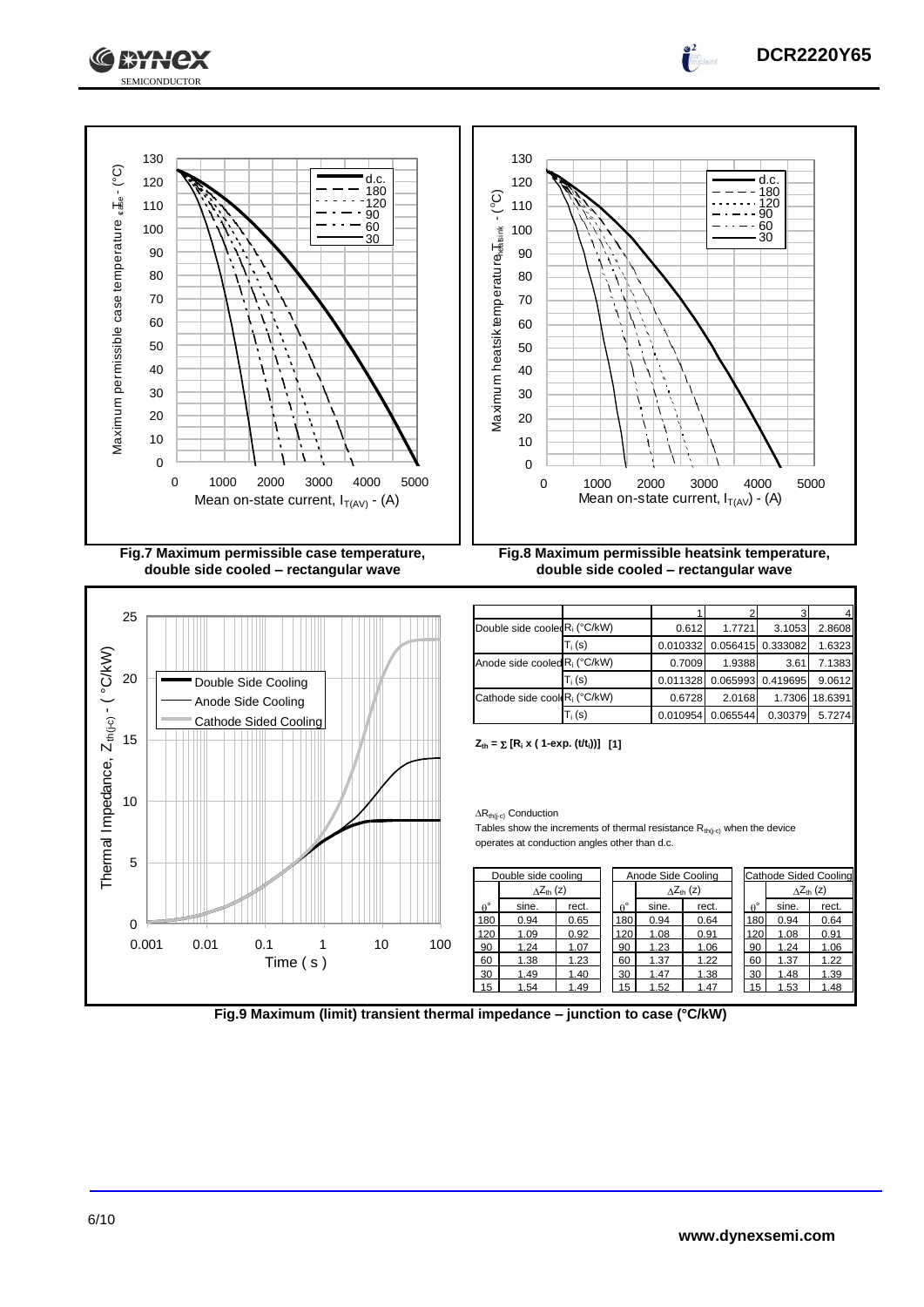Fig.7 Maximum permissible case temperature, double side cooled – rectangular wave

Fig.8 Maximum permissible heatsink temperature, double side cooled – rectangular wave

| | | 1 | 2 | 3 | 4 |
|---|---|---|---|---|---|
| Double side cooled | $R_i$ (°C/kW) | 0.612 | 1.7721 | 3.1053 | 2.8608 |
| | $T_i$ (s) | 0.010332 | 0.056415 | 0.333082 | 1.6323 |
| Anode side cooled | $R_i$ (°C/kW) | 0.7009 | 1.9388 | 3.61 | 7.1383 |
| | $T_i$ (s) | 0.011328 | 0.065993 | 0.419695 | 9.0612 |
| Cathode side cooled | $R_i$ (°C/kW) | 0.6728 | 2.0168 | 1.7306 | 18.6391 |
| | $T_i$ (s) | 0.010954 | 0.065544 | 0.30379 | 5.7274 |

$Z_{th} = \sum [R_i \times (1\text{-exp.}(t/t_i))]$ [1]

$\Delta R_{th(j-c)}$ Conduction

Tables show the increments of thermal resistance $R_{th(j-c)}$ when the device operates at conduction angles other than d.c.

| Double side cooling | | |
|---|---|---|
| | $\Delta Z_{th}$ (z) | |
| θ° | sine. | rect. |
| 180 | 0.94 | 0.65 |
| 120 | 1.09 | 0.92 |
| 90 | 1.24 | 1.07 |
| 60 | 1.38 | 1.23 |
| 30 | 1.49 | 1.40 |
| 15 | 1.54 | 1.49 |

| Anode Side Cooling | | |
|---|---|---|
| | $\Delta Z_{th}$ (z) | |
| θ° | sine. | rect. |
| 180 | 0.94 | 0.64 |
| 120 | 1.08 | 0.91 |
| 90 | 1.23 | 1.06 |
| 60 | 1.37 | 1.22 |
| 30 | 1.47 | 1.38 |
| 15 | 1.52 | 1.47 |

| Cathode Sided Cooling | | |
|---|---|---|
| | $\Delta Z_{th}$ (z) | |
| θ° | sine. | rect. |
| 180 | 0.94 | 0.64 |
| 120 | 1.08 | 0.91 |
| 90 | 1.24 | 1.06 |
| 60 | 1.37 | 1.22 |
| 30 | 1.48 | 1.39 |
| 15 | 1.53 | 1.48 |

Fig.9 Maximum (limit) transient thermal impedance – junction to case (°C/kW)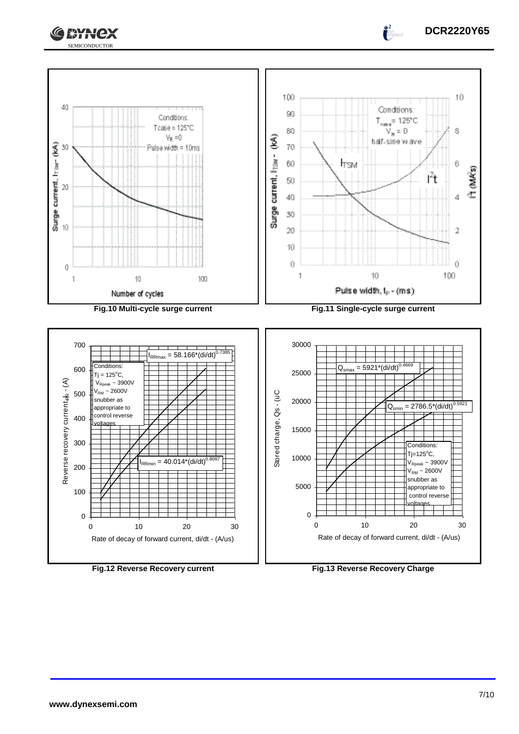Fig.10 Multi-cycle surge current

Conditions:
$T_{case}$ = 125°C
$V_R$ = 0
Pulse width = 10ms

Surge current, $I_{TSM}$ - (kA)

Number of cycles

Fig.11 Single-cycle surge current

Conditions:
$T_{case}$ = 125°C
$V_R$ = 0
half-sine wave

Surge current, $I_{TSM}$ - (kA)

$I^2t$ (MA²s)

Pulse width, $I_P$ - (ms)

Fig.12 Reverse Recovery current

$I_{RRmax} = 58.166 \cdot (di/dt)^{0.7385}$

$I_{RRmin} = 40.014 \cdot (di/dt)^{0.8087}$

Conditions:
Tj = 125°C,
$V_{Rpeak}$ ~ 3900V
$V_{RM}$ ~ 2600V
snubber as appropriate to control reverse voltages

Reverse recovery current $I_{RR}$ - (A)

Rate of decay of forward current, di/dt - (A/us)

Fig.13 Reverse Recovery Charge

$Q_{smax} = 5921 \cdot (di/dt)^{0.4669}$

$Q_{smin} = 2786.5 \cdot (di/dt)^{0.5921}$

Conditions:
Tj=125°C,
$V_{Rpeak}$ ~ 3900V
$V_{RM}$ ~ 2600V
snubber as appropriate to control reverse voltages

Stored charge, Qs - (uC

Rate of decay of forward current, di/dt - (A/us)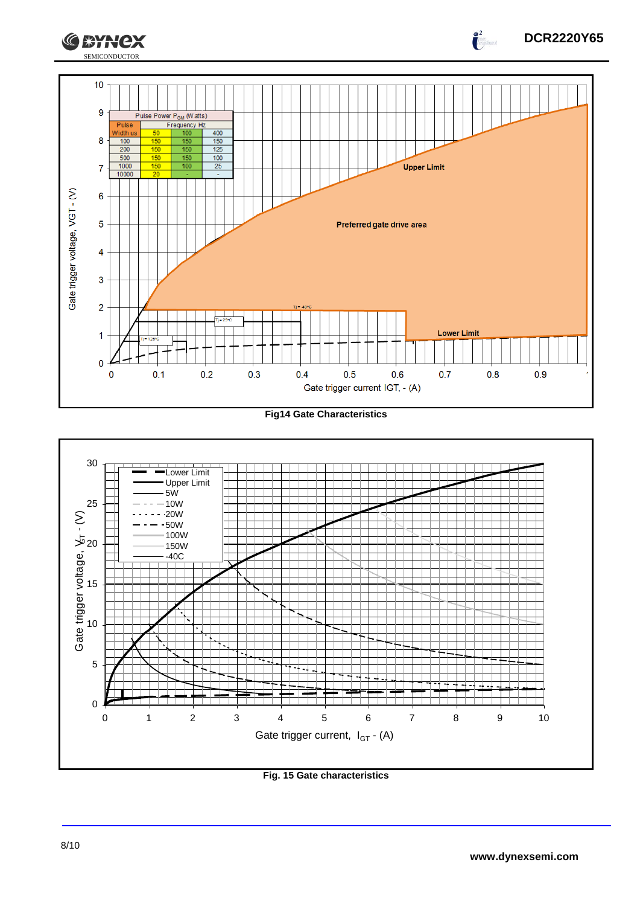| Pulse Power $P_{GM}$ (Watts) | | | |
|---|---|---|---|
| Pulse Width us | Frequency Hz | | |
| | 50 | 100 | 400 |
| 100 | 150 | 150 | 150 |
| 200 | 150 | 150 | 125 |
| 500 | 150 | 150 | 100 |
| 1000 | 150 | 100 | 25 |
| 10000 | 20 | - | - |

Fig14 Gate Characteristics

Fig. 15 Gate characteristics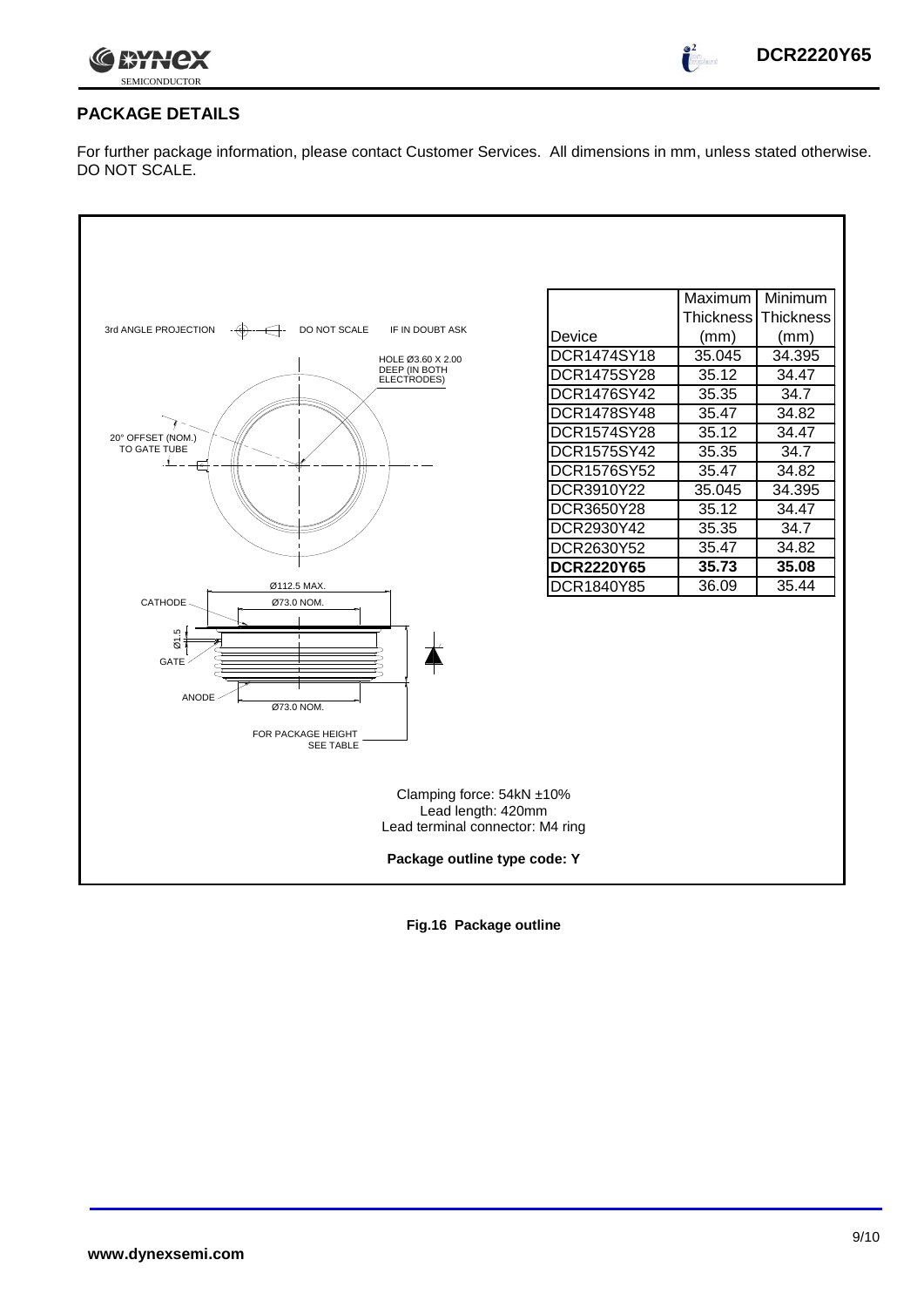## PACKAGE DETAILS

For further package information, please contact Customer Services. All dimensions in mm, unless stated otherwise. DO NOT SCALE.

3rd ANGLE PROJECTION    DO NOT SCALE    IF IN DOUBT ASK

HOLE Ø3.60 X 2.00 DEEP (IN BOTH ELECTRODES)

20° OFFSET (NOM.) TO GATE TUBE

Ø112.5 MAX.

CATHODE    Ø73.0 NOM.

Ø1.5

GATE

ANODE    Ø73.0 NOM.

FOR PACKAGE HEIGHT SEE TABLE

| Device | Maximum Thickness (mm) | Minimum Thickness (mm) |
|---|---|---|
| DCR1474SY18 | 35.045 | 34.395 |
| DCR1475SY28 | 35.12 | 34.47 |
| DCR1476SY42 | 35.35 | 34.7 |
| DCR1478SY48 | 35.47 | 34.82 |
| DCR1574SY28 | 35.12 | 34.47 |
| DCR1575SY42 | 35.35 | 34.7 |
| DCR1576SY52 | 35.47 | 34.82 |
| DCR3910Y22 | 35.045 | 34.395 |
| DCR3650Y28 | 35.12 | 34.47 |
| DCR2930Y42 | 35.35 | 34.7 |
| DCR2630Y52 | 35.47 | 34.82 |
| **DCR2220Y65** | **35.73** | **35.08** |
| DCR1840Y85 | 36.09 | 35.44 |

Clamping force: 54kN ±10%
Lead length: 420mm
Lead terminal connector: M4 ring

**Package outline type code: Y**

**Fig.16 Package outline**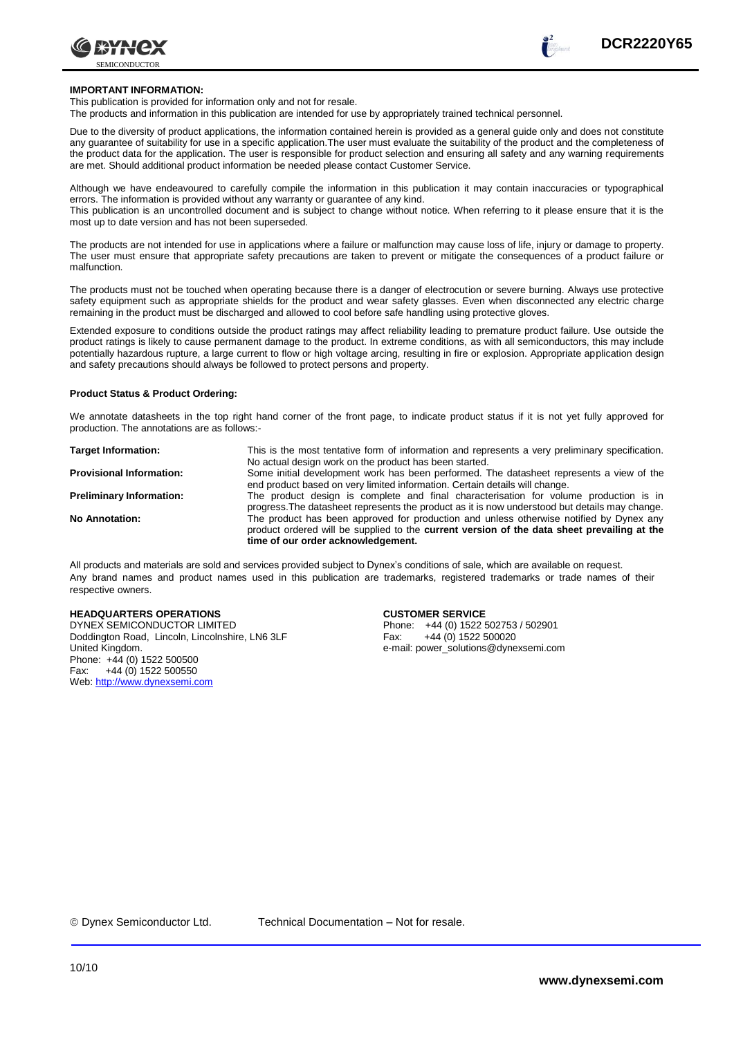**IMPORTANT INFORMATION:**

This publication is provided for information only and not for resale.

The products and information in this publication are intended for use by appropriately trained technical personnel.

Due to the diversity of product applications, the information contained herein is provided as a general guide only and does not constitute any guarantee of suitability for use in a specific application.The user must evaluate the suitability of the product and the completeness of the product data for the application. The user is responsible for product selection and ensuring all safety and any warning requirements are met. Should additional product information be needed please contact Customer Service.

Although we have endeavoured to carefully compile the information in this publication it may contain inaccuracies or typographical errors. The information is provided without any warranty or guarantee of any kind.

This publication is an uncontrolled document and is subject to change without notice. When referring to it please ensure that it is the most up to date version and has not been superseded.

The products are not intended for use in applications where a failure or malfunction may cause loss of life, injury or damage to property. The user must ensure that appropriate safety precautions are taken to prevent or mitigate the consequences of a product failure or malfunction.

The products must not be touched when operating because there is a danger of electrocution or severe burning. Always use protective safety equipment such as appropriate shields for the product and wear safety glasses. Even when disconnected any electric charge remaining in the product must be discharged and allowed to cool before safe handling using protective gloves.

Extended exposure to conditions outside the product ratings may affect reliability leading to premature product failure. Use outside the product ratings is likely to cause permanent damage to the product. In extreme conditions, as with all semiconductors, this may include potentially hazardous rupture, a large current to flow or high voltage arcing, resulting in fire or explosion. Appropriate application design and safety precautions should always be followed to protect persons and property.

**Product Status & Product Ordering:**

We annotate datasheets in the top right hand corner of the front page, to indicate product status if it is not yet fully approved for production. The annotations are as follows:-

| | |
|---|---|
| **Target Information:** | This is the most tentative form of information and represents a very preliminary specification. No actual design work on the product has been started. |
| **Provisional Information:** | Some initial development work has been performed. The datasheet represents a view of the end product based on very limited information. Certain details will change. |
| **Preliminary Information:** | The product design is complete and final characterisation for volume production is in progress.The datasheet represents the product as it is now understood but details may change. |
| **No Annotation:** | The product has been approved for production and unless otherwise notified by Dynex any product ordered will be supplied to the **current version of the data sheet prevailing at the time of our order acknowledgement.** |

All products and materials are sold and services provided subject to Dynex's conditions of sale, which are available on request.

Any brand names and product names used in this publication are trademarks, registered trademarks or trade names of their respective owners.

**HEADQUARTERS OPERATIONS**
DYNEX SEMICONDUCTOR LIMITED
Doddington Road, Lincoln, Lincolnshire, LN6 3LF
United Kingdom.
Phone: +44 (0) 1522 500500
Fax: +44 (0) 1522 500550
Web: http://www.dynexsemi.com

**CUSTOMER SERVICE**
Phone: +44 (0) 1522 502753 / 502901
Fax: +44 (0) 1522 500020
e-mail: power_solutions@dynexsemi.com

© Dynex Semiconductor Ltd. Technical Documentation – Not for resale.